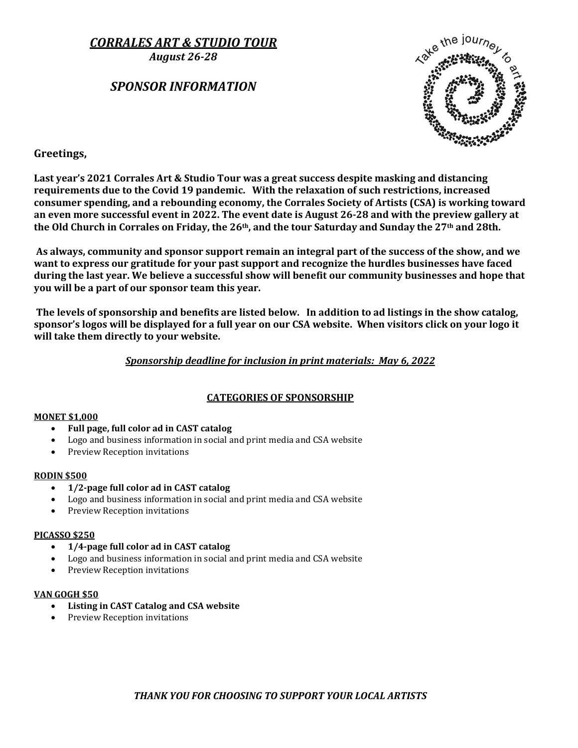# *CORRALES ART & STUDIO TOUR*

***August 26-28***

## *SPONSOR INFORMATION*

Take the journey to art

**Greetings,**

**Last year's 2021 Corrales Art & Studio Tour was a great success despite masking and distancing requirements due to the Covid 19 pandemic. With the relaxation of such restrictions, increased consumer spending, and a rebounding economy, the Corrales Society of Artists (CSA) is working toward an even more successful event in 2022. The event date is August 26-28 and with the preview gallery at the Old Church in Corrales on Friday, the 26th, and the tour Saturday and Sunday the 27th and 28th.**

**As always, community and sponsor support remain an integral part of the success of the show, and we want to express our gratitude for your past support and recognize the hurdles businesses have faced during the last year. We believe a successful show will benefit our community businesses and hope that you will be a part of our sponsor team this year.**

**The levels of sponsorship and benefits are listed below. In addition to ad listings in the show catalog, sponsor's logos will be displayed for a full year on our CSA website. When visitors click on your logo it will take them directly to your website.**

***Sponsorship deadline for inclusion in print materials: May 6, 2022***

### CATEGORIES OF SPONSORSHIP

**MONET $1,000**

- **Full page, full color ad in CAST catalog**
- Logo and business information in social and print media and CSA website
- Preview Reception invitations

**RODIN $500**

- **1/2-page full color ad in CAST catalog**
- Logo and business information in social and print media and CSA website
- Preview Reception invitations

**PICASSO $250**

- **1/4-page full color ad in CAST catalog**
- Logo and business information in social and print media and CSA website
- Preview Reception invitations

**VAN GOGH $50**

- **Listing in CAST Catalog and CSA website**
- Preview Reception invitations

***THANK YOU FOR CHOOSING TO SUPPORT YOUR LOCAL ARTISTS***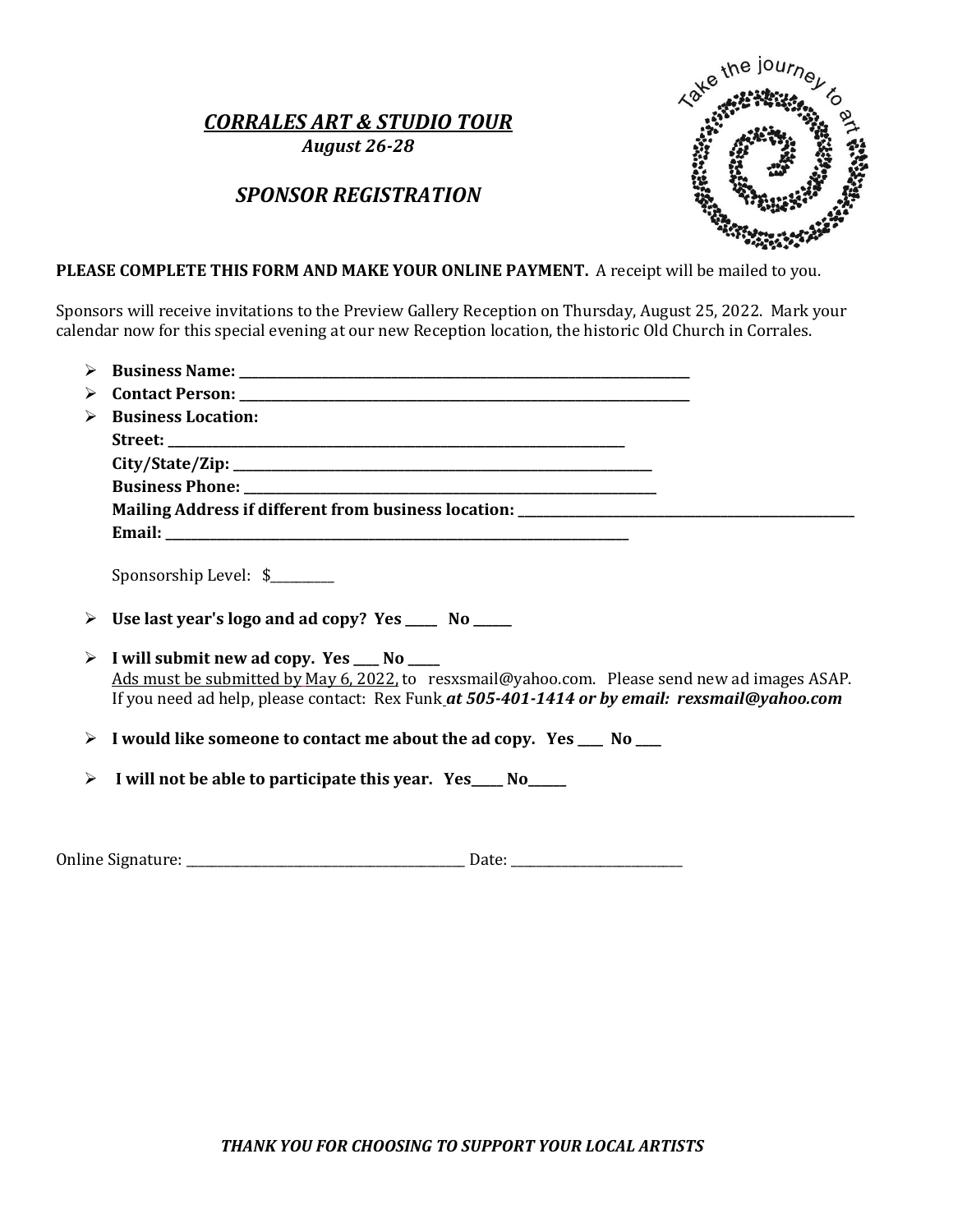## *CORRALES ART & STUDIO TOUR*

***August 26-28***

## *SPONSOR REGISTRATION*

Take the journey to art

**PLEASE COMPLETE THIS FORM AND MAKE YOUR ONLINE PAYMENT.** A receipt will be mailed to you.

Sponsors will receive invitations to the Preview Gallery Reception on Thursday, August 25, 2022. Mark your calendar now for this special evening at our new Reception location, the historic Old Church in Corrales.

- **Business Name: ______________________________________________**
- **Contact Person: ______________________________________________**
- **Business Location:**
  **Street: ______________________________________________**
  **City/State/Zip: ______________________________________________**
  **Business Phone: ______________________________________________**
  **Mailing Address if different from business location: ______________________________**
  **Email: ______________________________________________**

  Sponsorship Level: $__________

- **Use last year's logo and ad copy? Yes _____ No ______**
- **I will submit new ad copy. Yes ____ No _____**
  Ads must be submitted by May 6, 2022, to resxsmail@yahoo.com. Please send new ad images ASAP. If you need ad help, please contact: Rex Funk ***at 505-401-1414 or by email: rexsmail@yahoo.com***
- **I would like someone to contact me about the ad copy. Yes ____ No ____**
- **I will not be able to participate this year. Yes_____ No______**

Online Signature: ______________________________ Date: ____________________

***THANK YOU FOR CHOOSING TO SUPPORT YOUR LOCAL ARTISTS***